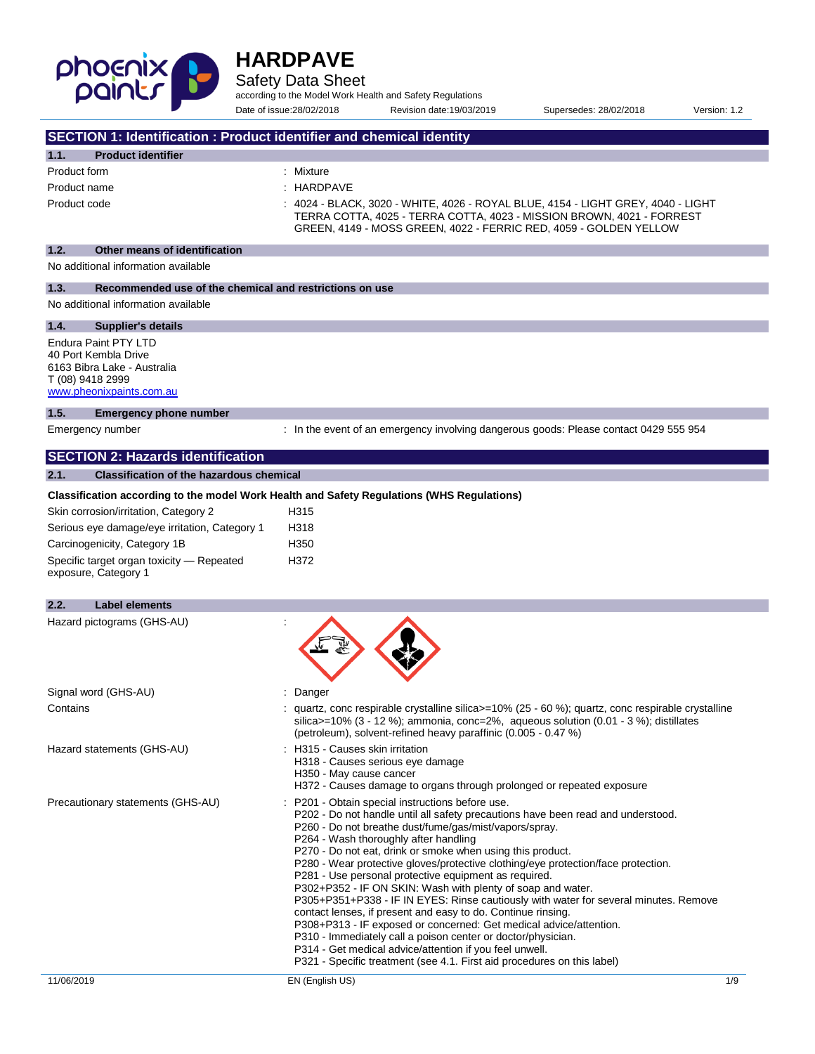# HARDPAVE

## Safety Data Sheet

according to the Model Work Health and Safety Regulations

Date of issue:28/02/2018 Revision date:19/03/2019 Supersedes: 28/02/2018 Version: 1.2

## SECTION 1: Identification : Product identifier and chemical identity

### 1.1. Product identifier

| | |
|---|---|
| Product form | : Mixture |
| Product name | : HARDPAVE |
| Product code | : 4024 - BLACK, 3020 - WHITE, 4026 - ROYAL BLUE, 4154 - LIGHT GREY, 4040 - LIGHT TERRA COTTA, 4025 - TERRA COTTA, 4023 - MISSION BROWN, 4021 - FORREST GREEN, 4149 - MOSS GREEN, 4022 - FERRIC RED, 4059 - GOLDEN YELLOW |

### 1.2. Other means of identification

No additional information available

### 1.3. Recommended use of the chemical and restrictions on use

No additional information available

### 1.4. Supplier's details

Endura Paint PTY LTD
40 Port Kembla Drive
6163 Bibra Lake - Australia
T (08) 9418 2999
www.pheonixpaints.com.au

### 1.5. Emergency phone number

| | |
|---|---|
| Emergency number | : In the event of an emergency involving dangerous goods: Please contact 0429 555 954 |

## SECTION 2: Hazards identification

### 2.1. Classification of the hazardous chemical

**Classification according to the model Work Health and Safety Regulations (WHS Regulations)**

| | |
|---|---|
| Skin corrosion/irritation, Category 2 | H315 |
| Serious eye damage/eye irritation, Category 1 | H318 |
| Carcinogenicity, Category 1B | H350 |
| Specific target organ toxicity — Repeated exposure, Category 1 | H372 |

### 2.2. Label elements

Hazard pictograms (GHS-AU) :

Signal word (GHS-AU) : Danger

Contains : quartz, conc respirable crystalline silica>=10% (25 - 60 %); quartz, conc respirable crystalline silica>=10% (3 - 12 %); ammonia, conc=2%, aqueous solution (0.01 - 3 %); distillates (petroleum), solvent-refined heavy paraffinic (0.005 - 0.47 %)

Hazard statements (GHS-AU) :
- H315 - Causes skin irritation
- H318 - Causes serious eye damage
- H350 - May cause cancer
- H372 - Causes damage to organs through prolonged or repeated exposure

Precautionary statements (GHS-AU) :
- P201 - Obtain special instructions before use.
- P202 - Do not handle until all safety precautions have been read and understood.
- P260 - Do not breathe dust/fume/gas/mist/vapors/spray.
- P264 - Wash thoroughly after handling
- P270 - Do not eat, drink or smoke when using this product.
- P280 - Wear protective gloves/protective clothing/eye protection/face protection.
- P281 - Use personal protective equipment as required.
- P302+P352 - IF ON SKIN: Wash with plenty of soap and water.
- P305+P351+P338 - IF IN EYES: Rinse cautiously with water for several minutes. Remove contact lenses, if present and easy to do. Continue rinsing.
- P308+P313 - IF exposed or concerned: Get medical advice/attention.
- P310 - Immediately call a poison center or doctor/physician.
- P314 - Get medical advice/attention if you feel unwell.
- P321 - Specific treatment (see 4.1. First aid procedures on this label)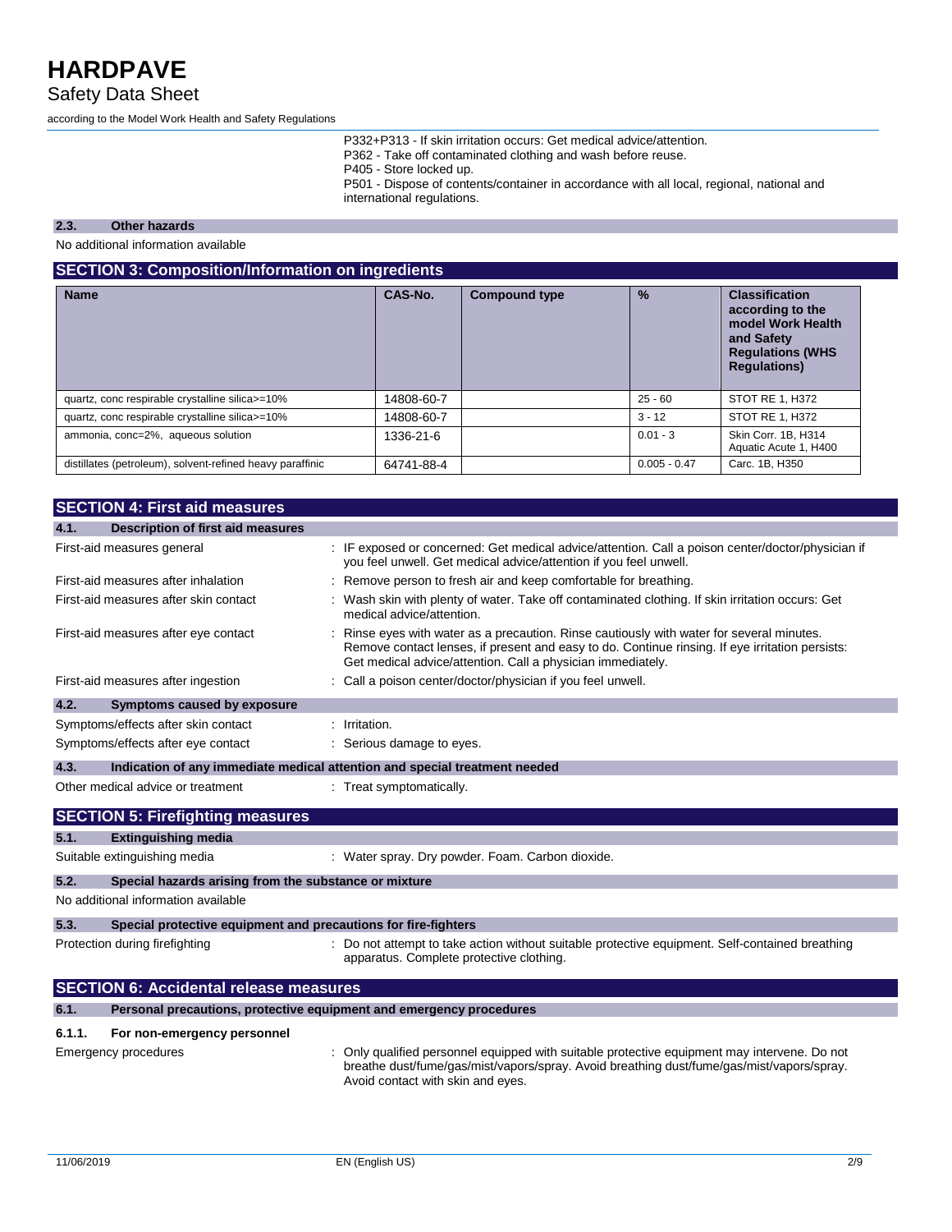P332+P313 - If skin irritation occurs: Get medical advice/attention.
P362 - Take off contaminated clothing and wash before reuse.
P405 - Store locked up.
P501 - Dispose of contents/container in accordance with all local, regional, national and international regulations.

### 2.3. Other hazards

No additional information available

## SECTION 3: Composition/Information on ingredients

| Name | CAS-No. | Compound type | % | Classification according to the model Work Health and Safety Regulations (WHS Regulations) |
|---|---|---|---|---|
| quartz, conc respirable crystalline silica>=10% | 14808-60-7 | | 25 - 60 | STOT RE 1, H372 |
| quartz, conc respirable crystalline silica>=10% | 14808-60-7 | | 3 - 12 | STOT RE 1, H372 |
| ammonia, conc=2%, aqueous solution | 1336-21-6 | | 0.01 - 3 | Skin Corr. 1B, H314<br>Aquatic Acute 1, H400 |
| distillates (petroleum), solvent-refined heavy paraffinic | 64741-88-4 | | 0.005 - 0.47 | Carc. 1B, H350 |

## SECTION 4: First aid measures

### 4.1. Description of first aid measures

First-aid measures general : IF exposed or concerned: Get medical advice/attention. Call a poison center/doctor/physician if you feel unwell. Get medical advice/attention if you feel unwell.

First-aid measures after inhalation : Remove person to fresh air and keep comfortable for breathing.

First-aid measures after skin contact : Wash skin with plenty of water. Take off contaminated clothing. If skin irritation occurs: Get medical advice/attention.

First-aid measures after eye contact : Rinse eyes with water as a precaution. Rinse cautiously with water for several minutes. Remove contact lenses, if present and easy to do. Continue rinsing. If eye irritation persists: Get medical advice/attention. Call a physician immediately.

First-aid measures after ingestion : Call a poison center/doctor/physician if you feel unwell.

### 4.2. Symptoms caused by exposure

Symptoms/effects after skin contact : Irritation.

Symptoms/effects after eye contact : Serious damage to eyes.

### 4.3. Indication of any immediate medical attention and special treatment needed

Other medical advice or treatment : Treat symptomatically.

## SECTION 5: Firefighting measures

### 5.1. Extinguishing media

Suitable extinguishing media : Water spray. Dry powder. Foam. Carbon dioxide.

### 5.2. Special hazards arising from the substance or mixture

No additional information available

### 5.3. Special protective equipment and precautions for fire-fighters

Protection during firefighting : Do not attempt to take action without suitable protective equipment. Self-contained breathing apparatus. Complete protective clothing.

## SECTION 6: Accidental release measures

### 6.1. Personal precautions, protective equipment and emergency procedures

#### 6.1.1. For non-emergency personnel

Emergency procedures : Only qualified personnel equipped with suitable protective equipment may intervene. Do not breathe dust/fume/gas/mist/vapors/spray. Avoid breathing dust/fume/gas/mist/vapors/spray. Avoid contact with skin and eyes.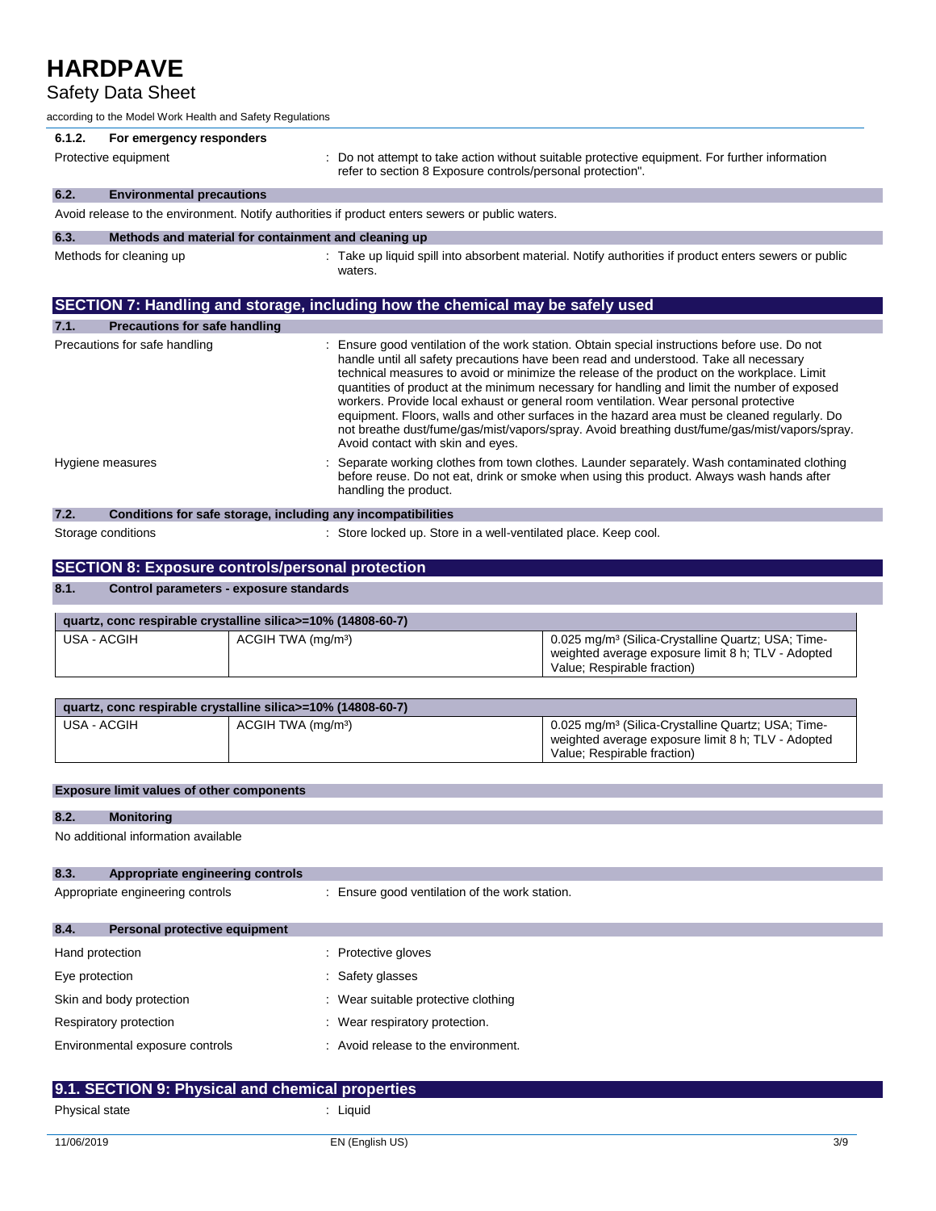| 6.1.2. For emergency responders | |
|---|---|
| Protective equipment | : Do not attempt to take action without suitable protective equipment. For further information refer to section 8 Exposure controls/personal protection". |

### 6.2. Environmental precautions

Avoid release to the environment. Notify authorities if product enters sewers or public waters.

### 6.3. Methods and material for containment and cleaning up

Methods for cleaning up : Take up liquid spill into absorbent material. Notify authorities if product enters sewers or public waters.

## SECTION 7: Handling and storage, including how the chemical may be safely used

### 7.1. Precautions for safe handling

Precautions for safe handling : Ensure good ventilation of the work station. Obtain special instructions before use. Do not handle until all safety precautions have been read and understood. Take all necessary technical measures to avoid or minimize the release of the product on the workplace. Limit quantities of product at the minimum necessary for handling and limit the number of exposed workers. Provide local exhaust or general room ventilation. Wear personal protective equipment. Floors, walls and other surfaces in the hazard area must be cleaned regularly. Do not breathe dust/fume/gas/mist/vapors/spray. Avoid breathing dust/fume/gas/mist/vapors/spray. Avoid contact with skin and eyes.

Hygiene measures : Separate working clothes from town clothes. Launder separately. Wash contaminated clothing before reuse. Do not eat, drink or smoke when using this product. Always wash hands after handling the product.

### 7.2. Conditions for safe storage, including any incompatibilities

Storage conditions : Store locked up. Store in a well-ventilated place. Keep cool.

## SECTION 8: Exposure controls/personal protection

### 8.1. Control parameters - exposure standards

| quartz, conc respirable crystalline silica>=10% (14808-60-7) | | |
|---|---|---|
| USA - ACGIH | ACGIH TWA (mg/m³) | 0.025 mg/m³ (Silica-Crystalline Quartz; USA; Time-weighted average exposure limit 8 h; TLV - Adopted Value; Respirable fraction) |

| quartz, conc respirable crystalline silica>=10% (14808-60-7) | | |
|---|---|---|
| USA - ACGIH | ACGIH TWA (mg/m³) | 0.025 mg/m³ (Silica-Crystalline Quartz; USA; Time-weighted average exposure limit 8 h; TLV - Adopted Value; Respirable fraction) |

**Exposure limit values of other components**

### 8.2. Monitoring

No additional information available

### 8.3. Appropriate engineering controls

Appropriate engineering controls : Ensure good ventilation of the work station.

### 8.4. Personal protective equipment

Hand protection : Protective gloves

Eye protection : Safety glasses

Skin and body protection : Wear suitable protective clothing

Respiratory protection : Wear respiratory protection.

Environmental exposure controls : Avoid release to the environment.

## 9.1. SECTION 9: Physical and chemical properties

Physical state : Liquid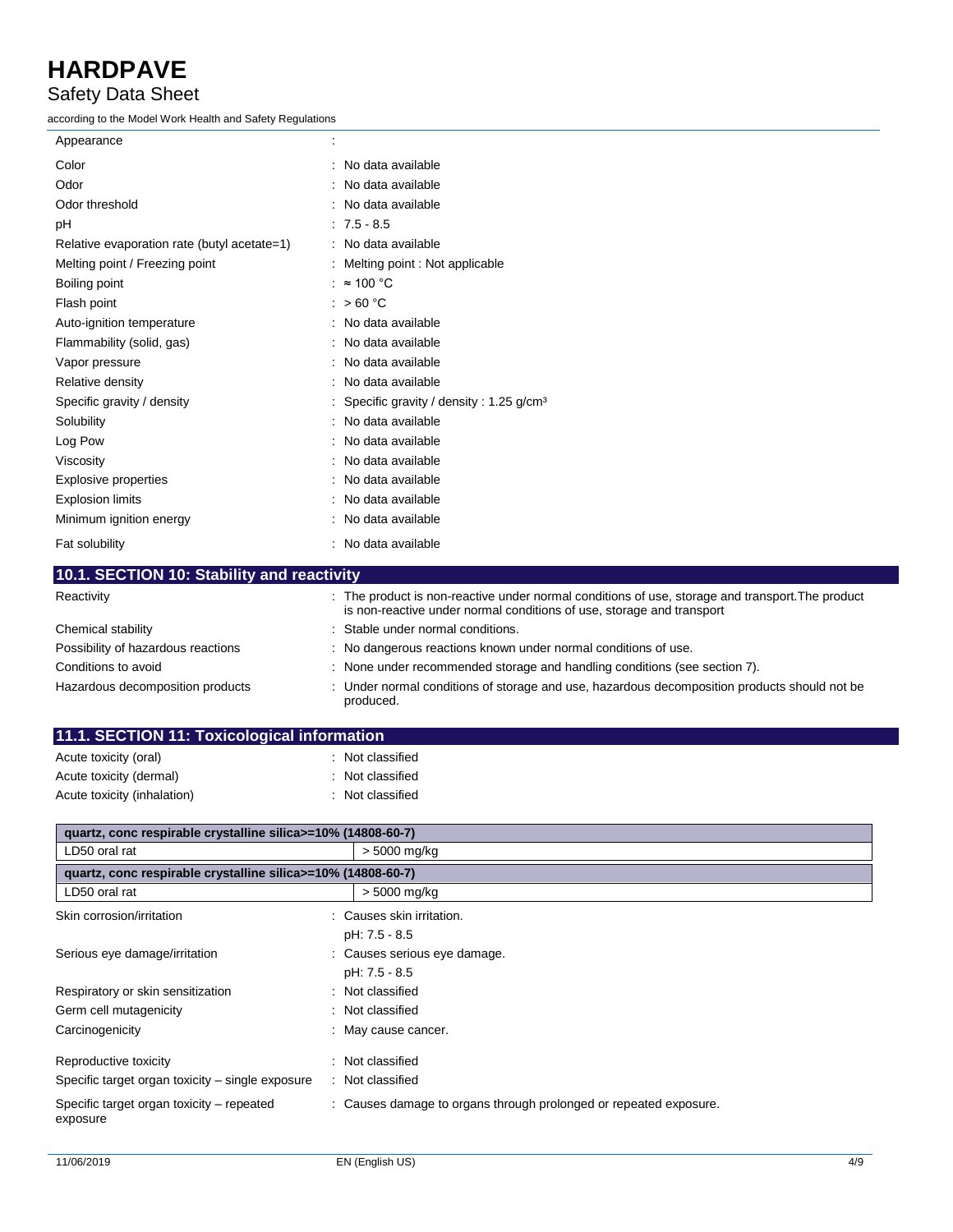| | |
|---|---|
| Appearance | : |
| Color | : No data available |
| Odor | : No data available |
| Odor threshold | : No data available |
| pH | : 7.5 - 8.5 |
| Relative evaporation rate (butyl acetate=1) | : No data available |
| Melting point / Freezing point | : Melting point : Not applicable |
| Boiling point | : ≈ 100 °C |
| Flash point | : > 60 °C |
| Auto-ignition temperature | : No data available |
| Flammability (solid, gas) | : No data available |
| Vapor pressure | : No data available |
| Relative density | : No data available |
| Specific gravity / density | : Specific gravity / density : 1.25 g/cm³ |
| Solubility | : No data available |
| Log Pow | : No data available |
| Viscosity | : No data available |
| Explosive properties | : No data available |
| Explosion limits | : No data available |
| Minimum ignition energy | : No data available |
| Fat solubility | : No data available |

## 10.1. SECTION 10: Stability and reactivity

| | |
|---|---|
| Reactivity | : The product is non-reactive under normal conditions of use, storage and transport.The product is non-reactive under normal conditions of use, storage and transport |
| Chemical stability | : Stable under normal conditions. |
| Possibility of hazardous reactions | : No dangerous reactions known under normal conditions of use. |
| Conditions to avoid | : None under recommended storage and handling conditions (see section 7). |
| Hazardous decomposition products | : Under normal conditions of storage and use, hazardous decomposition products should not be produced. |

## 11.1. SECTION 11: Toxicological information

| | |
|---|---|
| Acute toxicity (oral) | : Not classified |
| Acute toxicity (dermal) | : Not classified |
| Acute toxicity (inhalation) | : Not classified |

| quartz, conc respirable crystalline silica>=10% (14808-60-7) | |
|---|---|
| LD50 oral rat | > 5000 mg/kg |

| quartz, conc respirable crystalline silica>=10% (14808-60-7) | |
|---|---|
| LD50 oral rat | > 5000 mg/kg |

| | |
|---|---|
| Skin corrosion/irritation | : Causes skin irritation.<br>pH: 7.5 - 8.5 |
| Serious eye damage/irritation | : Causes serious eye damage.<br>pH: 7.5 - 8.5 |
| Respiratory or skin sensitization | : Not classified |
| Germ cell mutagenicity | : Not classified |
| Carcinogenicity | : May cause cancer. |
| Reproductive toxicity | : Not classified |
| Specific target organ toxicity – single exposure | : Not classified |
| Specific target organ toxicity – repeated exposure | : Causes damage to organs through prolonged or repeated exposure. |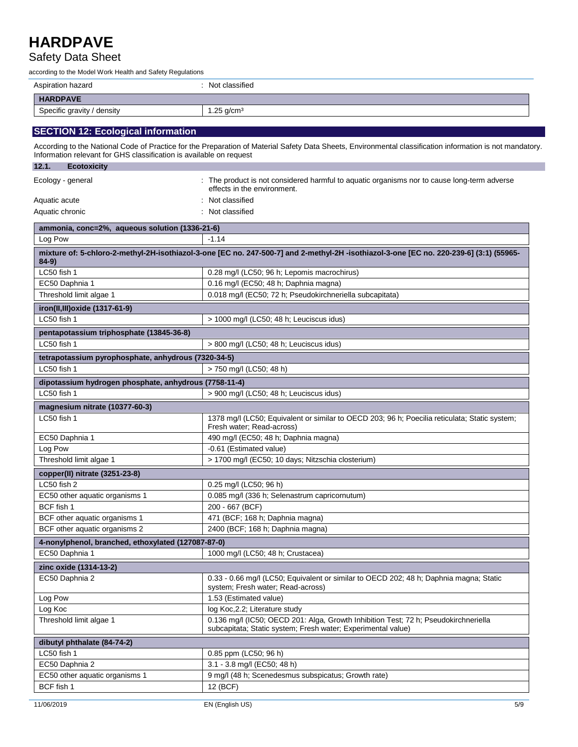| | |
|---|---|
| Aspiration hazard | : Not classified |

| HARDPAVE | |
|---|---|
| Specific gravity / density | 1.25 g/cm³ |

## SECTION 12: Ecological information

According to the National Code of Practice for the Preparation of Material Safety Data Sheets, Environmental classification information is not mandatory. Information relevant for GHS classification is available on request

### 12.1. Ecotoxicity

| | |
|---|---|
| Ecology - general | : The product is not considered harmful to aquatic organisms nor to cause long-term adverse effects in the environment. |
| Aquatic acute | : Not classified |
| Aquatic chronic | : Not classified |

| ammonia, conc=2%, aqueous solution (1336-21-6) | |
|---|---|
| Log Pow | -1.14 |

| mixture of: 5-chloro-2-methyl-2H-isothiazol-3-one [EC no. 247-500-7] and 2-methyl-2H -isothiazol-3-one [EC no. 220-239-6] (3:1) (55965-84-9) | |
|---|---|
| LC50 fish 1 | 0.28 mg/l (LC50; 96 h; Lepomis macrochirus) |
| EC50 Daphnia 1 | 0.16 mg/l (EC50; 48 h; Daphnia magna) |
| Threshold limit algae 1 | 0.018 mg/l (EC50; 72 h; Pseudokirchneriella subcapitata) |

| iron(II,III)oxide (1317-61-9) | |
|---|---|
| LC50 fish 1 | > 1000 mg/l (LC50; 48 h; Leuciscus idus) |

| pentapotassium triphosphate (13845-36-8) | |
|---|---|
| LC50 fish 1 | > 800 mg/l (LC50; 48 h; Leuciscus idus) |

| tetrapotassium pyrophosphate, anhydrous (7320-34-5) | |
|---|---|
| LC50 fish 1 | > 750 mg/l (LC50; 48 h) |

| dipotassium hydrogen phosphate, anhydrous (7758-11-4) | |
|---|---|
| LC50 fish 1 | > 900 mg/l (LC50; 48 h; Leuciscus idus) |

| magnesium nitrate (10377-60-3) | |
|---|---|
| LC50 fish 1 | 1378 mg/l (LC50; Equivalent or similar to OECD 203; 96 h; Poecilia reticulata; Static system; Fresh water; Read-across) |
| EC50 Daphnia 1 | 490 mg/l (EC50; 48 h; Daphnia magna) |
| Log Pow | -0.61 (Estimated value) |
| Threshold limit algae 1 | > 1700 mg/l (EC50; 10 days; Nitzschia closterium) |

| copper(II) nitrate (3251-23-8) | |
|---|---|
| LC50 fish 2 | 0.25 mg/l (LC50; 96 h) |
| EC50 other aquatic organisms 1 | 0.085 mg/l (336 h; Selenastrum capricornutum) |
| BCF fish 1 | 200 - 667 (BCF) |
| BCF other aquatic organisms 1 | 471 (BCF; 168 h; Daphnia magna) |
| BCF other aquatic organisms 2 | 2400 (BCF; 168 h; Daphnia magna) |

| 4-nonylphenol, branched, ethoxylated (127087-87-0) | |
|---|---|
| EC50 Daphnia 1 | 1000 mg/l (LC50; 48 h; Crustacea) |

| zinc oxide (1314-13-2) | |
|---|---|
| EC50 Daphnia 2 | 0.33 - 0.66 mg/l (LC50; Equivalent or similar to OECD 202; 48 h; Daphnia magna; Static system; Fresh water; Read-across) |
| Log Pow | 1.53 (Estimated value) |
| Log Koc | log Koc,2.2; Literature study |
| Threshold limit algae 1 | 0.136 mg/l (IC50; OECD 201: Alga, Growth Inhibition Test; 72 h; Pseudokirchneriella subcapitata; Static system; Fresh water; Experimental value) |

| dibutyl phthalate (84-74-2) | |
|---|---|
| LC50 fish 1 | 0.85 ppm (LC50; 96 h) |
| EC50 Daphnia 2 | 3.1 - 3.8 mg/l (EC50; 48 h) |
| EC50 other aquatic organisms 1 | 9 mg/l (48 h; Scenedesmus subspicatus; Growth rate) |
| BCF fish 1 | 12 (BCF) |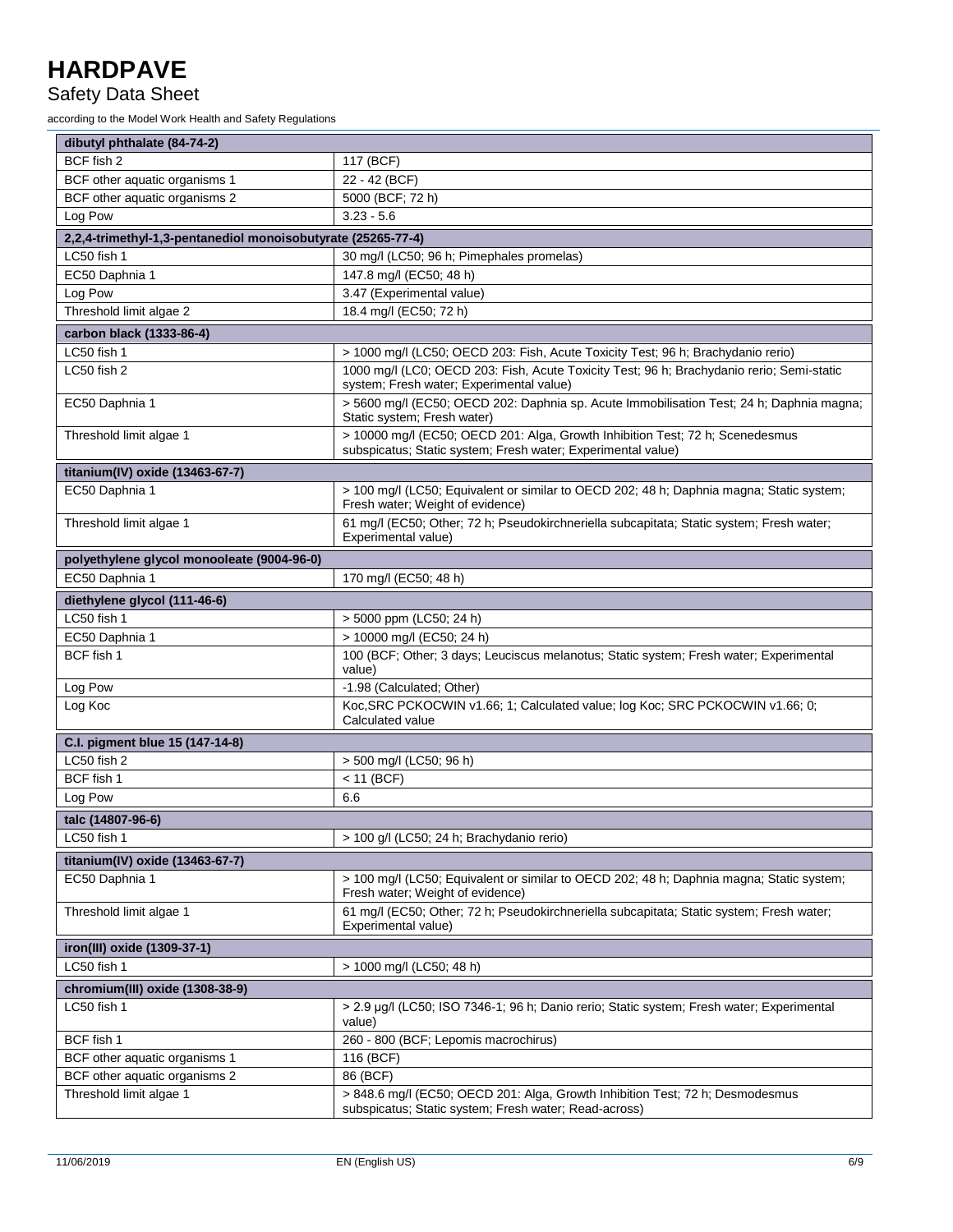| dibutyl phthalate (84-74-2) | |
|---|---|
| BCF fish 2 | 117 (BCF) |
| BCF other aquatic organisms 1 | 22 - 42 (BCF) |
| BCF other aquatic organisms 2 | 5000 (BCF; 72 h) |
| Log Pow | 3.23 - 5.6 |

| 2,2,4-trimethyl-1,3-pentanediol monoisobutyrate (25265-77-4) | |
|---|---|
| LC50 fish 1 | 30 mg/l (LC50; 96 h; Pimephales promelas) |
| EC50 Daphnia 1 | 147.8 mg/l (EC50; 48 h) |
| Log Pow | 3.47 (Experimental value) |
| Threshold limit algae 2 | 18.4 mg/l (EC50; 72 h) |

| carbon black (1333-86-4) | |
|---|---|
| LC50 fish 1 | > 1000 mg/l (LC50; OECD 203: Fish, Acute Toxicity Test; 96 h; Brachydanio rerio) |
| LC50 fish 2 | 1000 mg/l (LC0; OECD 203: Fish, Acute Toxicity Test; 96 h; Brachydanio rerio; Semi-static system; Fresh water; Experimental value) |
| EC50 Daphnia 1 | > 5600 mg/l (EC50; OECD 202: Daphnia sp. Acute Immobilisation Test; 24 h; Daphnia magna; Static system; Fresh water) |
| Threshold limit algae 1 | > 10000 mg/l (EC50; OECD 201: Alga, Growth Inhibition Test; 72 h; Scenedesmus subspicatus; Static system; Fresh water; Experimental value) |

| titanium(IV) oxide (13463-67-7) | |
|---|---|
| EC50 Daphnia 1 | > 100 mg/l (LC50; Equivalent or similar to OECD 202; 48 h; Daphnia magna; Static system; Fresh water; Weight of evidence) |
| Threshold limit algae 1 | 61 mg/l (EC50; Other; 72 h; Pseudokirchneriella subcapitata; Static system; Fresh water; Experimental value) |

| polyethylene glycol monooleate (9004-96-0) | |
|---|---|
| EC50 Daphnia 1 | 170 mg/l (EC50; 48 h) |

| diethylene glycol (111-46-6) | |
|---|---|
| LC50 fish 1 | > 5000 ppm (LC50; 24 h) |
| EC50 Daphnia 1 | > 10000 mg/l (EC50; 24 h) |
| BCF fish 1 | 100 (BCF; Other; 3 days; Leuciscus melanotus; Static system; Fresh water; Experimental value) |
| Log Pow | -1.98 (Calculated; Other) |
| Log Koc | Koc,SRC PCKOCWIN v1.66; 1; Calculated value; log Koc; SRC PCKOCWIN v1.66; 0; Calculated value |

| C.I. pigment blue 15 (147-14-8) | |
|---|---|
| LC50 fish 2 | > 500 mg/l (LC50; 96 h) |
| BCF fish 1 | < 11 (BCF) |
| Log Pow | 6.6 |

| talc (14807-96-6) | |
|---|---|
| LC50 fish 1 | > 100 g/l (LC50; 24 h; Brachydanio rerio) |

| titanium(IV) oxide (13463-67-7) | |
|---|---|
| EC50 Daphnia 1 | > 100 mg/l (LC50; Equivalent or similar to OECD 202; 48 h; Daphnia magna; Static system; Fresh water; Weight of evidence) |
| Threshold limit algae 1 | 61 mg/l (EC50; Other; 72 h; Pseudokirchneriella subcapitata; Static system; Fresh water; Experimental value) |

| iron(III) oxide (1309-37-1) | |
|---|---|
| LC50 fish 1 | > 1000 mg/l (LC50; 48 h) |

| chromium(III) oxide (1308-38-9) | |
|---|---|
| LC50 fish 1 | > 2.9 µg/l (LC50; ISO 7346-1; 96 h; Danio rerio; Static system; Fresh water; Experimental value) |
| BCF fish 1 | 260 - 800 (BCF; Lepomis macrochirus) |
| BCF other aquatic organisms 1 | 116 (BCF) |
| BCF other aquatic organisms 2 | 86 (BCF) |
| Threshold limit algae 1 | > 848.6 mg/l (EC50; OECD 201: Alga, Growth Inhibition Test; 72 h; Desmodesmus subspicatus; Static system; Fresh water; Read-across) |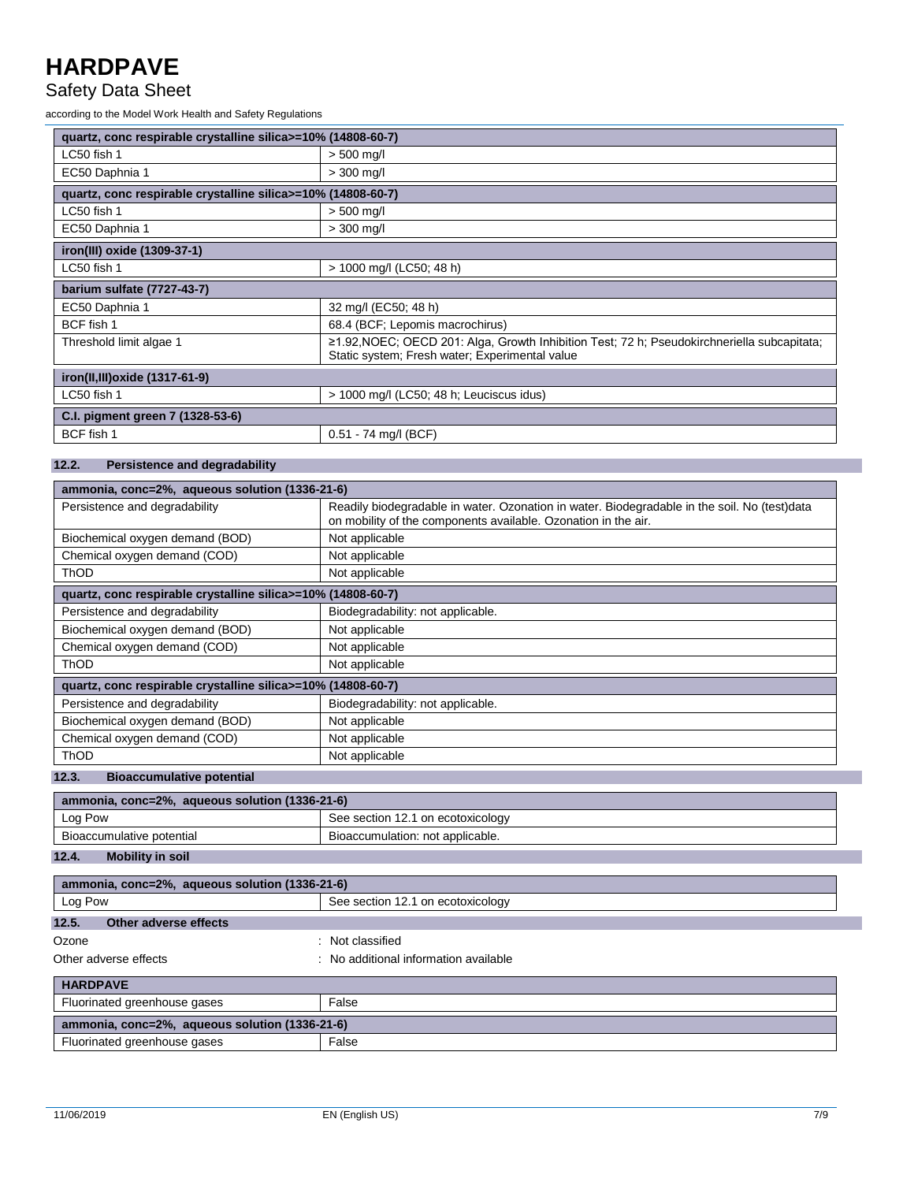| quartz, conc respirable crystalline silica>=10% (14808-60-7) | |
|---|---|
| LC50 fish 1 | > 500 mg/l |
| EC50 Daphnia 1 | > 300 mg/l |

| quartz, conc respirable crystalline silica>=10% (14808-60-7) | |
|---|---|
| LC50 fish 1 | > 500 mg/l |
| EC50 Daphnia 1 | > 300 mg/l |

| iron(III) oxide (1309-37-1) | |
|---|---|
| LC50 fish 1 | > 1000 mg/l (LC50; 48 h) |

| barium sulfate (7727-43-7) | |
|---|---|
| EC50 Daphnia 1 | 32 mg/l (EC50; 48 h) |
| BCF fish 1 | 68.4 (BCF; Lepomis macrochirus) |
| Threshold limit algae 1 | ≥1.92,NOEC; OECD 201: Alga, Growth Inhibition Test; 72 h; Pseudokirchneriella subcapitata; Static system; Fresh water; Experimental value |

| iron(II,III)oxide (1317-61-9) | |
|---|---|
| LC50 fish 1 | > 1000 mg/l (LC50; 48 h; Leuciscus idus) |

| C.I. pigment green 7 (1328-53-6) | |
|---|---|
| BCF fish 1 | 0.51 - 74 mg/l (BCF) |

### 12.2. Persistence and degradability

| ammonia, conc=2%, aqueous solution (1336-21-6) | |
|---|---|
| Persistence and degradability | Readily biodegradable in water. Ozonation in water. Biodegradable in the soil. No (test)data on mobility of the components available. Ozonation in the air. |
| Biochemical oxygen demand (BOD) | Not applicable |
| Chemical oxygen demand (COD) | Not applicable |
| ThOD | Not applicable |

| quartz, conc respirable crystalline silica>=10% (14808-60-7) | |
|---|---|
| Persistence and degradability | Biodegradability: not applicable. |
| Biochemical oxygen demand (BOD) | Not applicable |
| Chemical oxygen demand (COD) | Not applicable |
| ThOD | Not applicable |

| quartz, conc respirable crystalline silica>=10% (14808-60-7) | |
|---|---|
| Persistence and degradability | Biodegradability: not applicable. |
| Biochemical oxygen demand (BOD) | Not applicable |
| Chemical oxygen demand (COD) | Not applicable |
| ThOD | Not applicable |

### 12.3. Bioaccumulative potential

| ammonia, conc=2%, aqueous solution (1336-21-6) | |
|---|---|
| Log Pow | See section 12.1 on ecotoxicology |
| Bioaccumulative potential | Bioaccumulation: not applicable. |

### 12.4. Mobility in soil

| ammonia, conc=2%, aqueous solution (1336-21-6) | |
|---|---|
| Log Pow | See section 12.1 on ecotoxicology |

### 12.5. Other adverse effects

Ozone : Not classified

Other adverse effects : No additional information available

| HARDPAVE | |
|---|---|
| Fluorinated greenhouse gases | False |

| ammonia, conc=2%, aqueous solution (1336-21-6) | |
|---|---|
| Fluorinated greenhouse gases | False |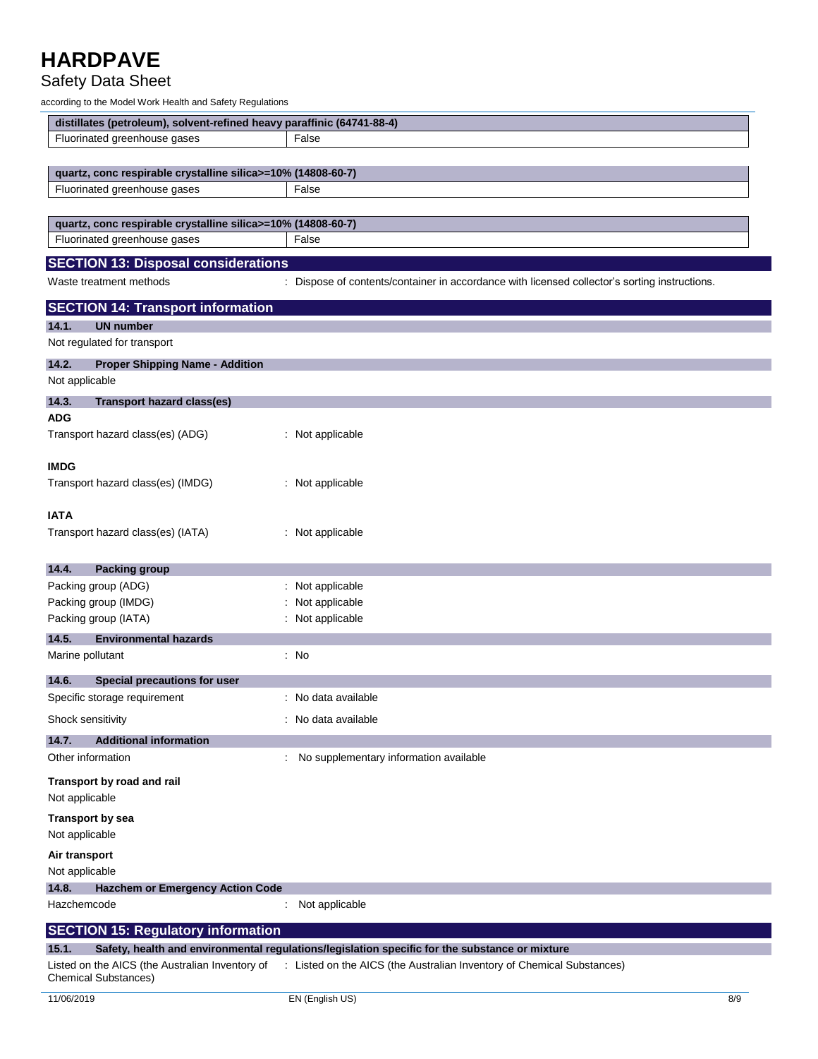| distillates (petroleum), solvent-refined heavy paraffinic (64741-88-4) | |
|---|---|
| Fluorinated greenhouse gases | False |

| quartz, conc respirable crystalline silica>=10% (14808-60-7) | |
|---|---|
| Fluorinated greenhouse gases | False |

| quartz, conc respirable crystalline silica>=10% (14808-60-7) | |
|---|---|
| Fluorinated greenhouse gases | False |

## SECTION 13: Disposal considerations

Waste treatment methods : Dispose of contents/container in accordance with licensed collector's sorting instructions.

## SECTION 14: Transport information

### 14.1. UN number

Not regulated for transport

### 14.2. Proper Shipping Name - Addition

Not applicable

### 14.3. Transport hazard class(es)

**ADG**

Transport hazard class(es) (ADG) : Not applicable

**IMDG**

Transport hazard class(es) (IMDG) : Not applicable

**IATA**

Transport hazard class(es) (IATA) : Not applicable

### 14.4. Packing group

Packing group (ADG) : Not applicable
Packing group (IMDG) : Not applicable
Packing group (IATA) : Not applicable

### 14.5. Environmental hazards

Marine pollutant : No

### 14.6. Special precautions for user

Specific storage requirement : No data available

Shock sensitivity : No data available

### 14.7. Additional information

Other information : No supplementary information available

**Transport by road and rail**

Not applicable

**Transport by sea**

Not applicable

**Air transport**

Not applicable

### 14.8. Hazchem or Emergency Action Code

Hazchemcode : Not applicable

## SECTION 15: Regulatory information

### 15.1. Safety, health and environmental regulations/legislation specific for the substance or mixture

Listed on the AICS (the Australian Inventory of Chemical Substances) : Listed on the AICS (the Australian Inventory of Chemical Substances)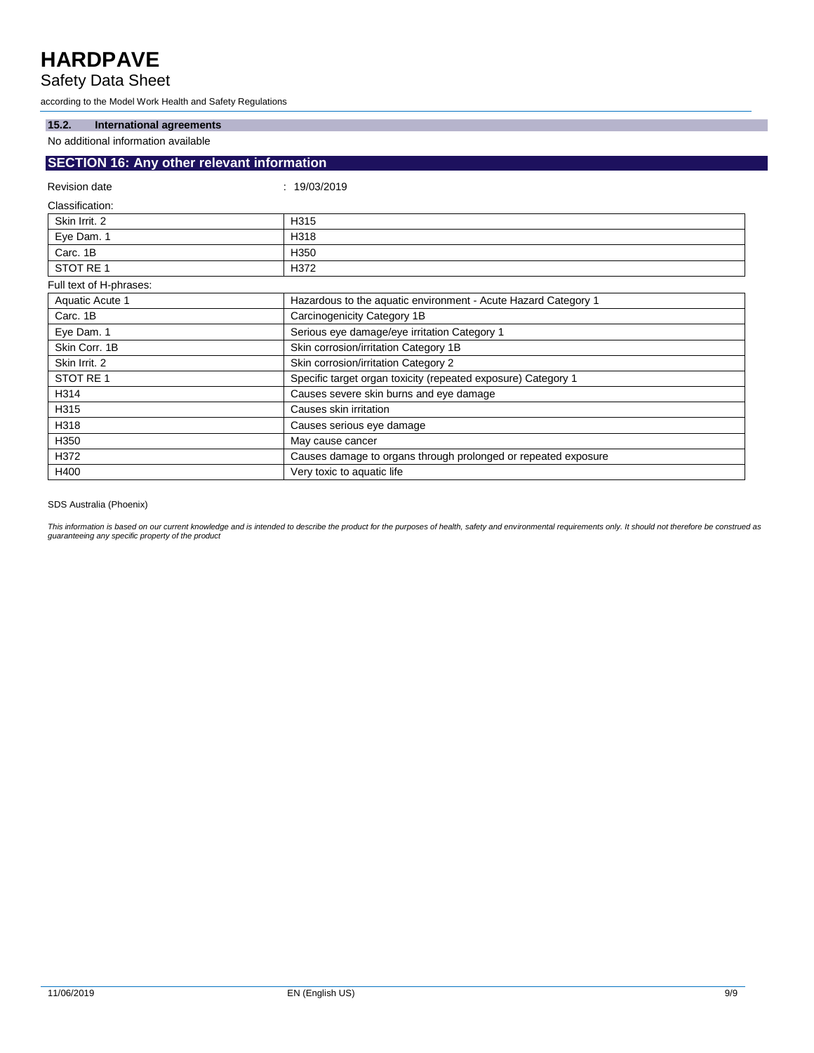### 15.2. International agreements

No additional information available

## SECTION 16: Any other relevant information

Revision date : 19/03/2019

Classification:

| | |
|---|---|
| Skin Irrit. 2 | H315 |
| Eye Dam. 1 | H318 |
| Carc. 1B | H350 |
| STOT RE 1 | H372 |

Full text of H-phrases:

| | |
|---|---|
| Aquatic Acute 1 | Hazardous to the aquatic environment - Acute Hazard Category 1 |
| Carc. 1B | Carcinogenicity Category 1B |
| Eye Dam. 1 | Serious eye damage/eye irritation Category 1 |
| Skin Corr. 1B | Skin corrosion/irritation Category 1B |
| Skin Irrit. 2 | Skin corrosion/irritation Category 2 |
| STOT RE 1 | Specific target organ toxicity (repeated exposure) Category 1 |
| H314 | Causes severe skin burns and eye damage |
| H315 | Causes skin irritation |
| H318 | Causes serious eye damage |
| H350 | May cause cancer |
| H372 | Causes damage to organs through prolonged or repeated exposure |
| H400 | Very toxic to aquatic life |

SDS Australia (Phoenix)

*This information is based on our current knowledge and is intended to describe the product for the purposes of health, safety and environmental requirements only. It should not therefore be construed as guaranteeing any specific property of the product*